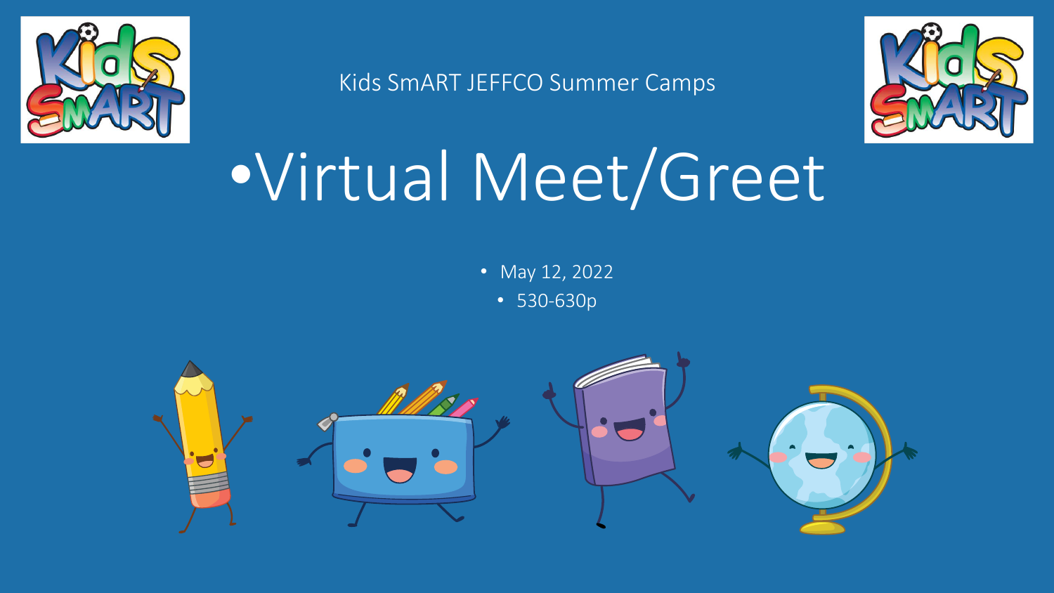Kids SmART JEFFCO Summer Camps

# •Virtual Meet/Greet

- May 12, 2022
- 530-630p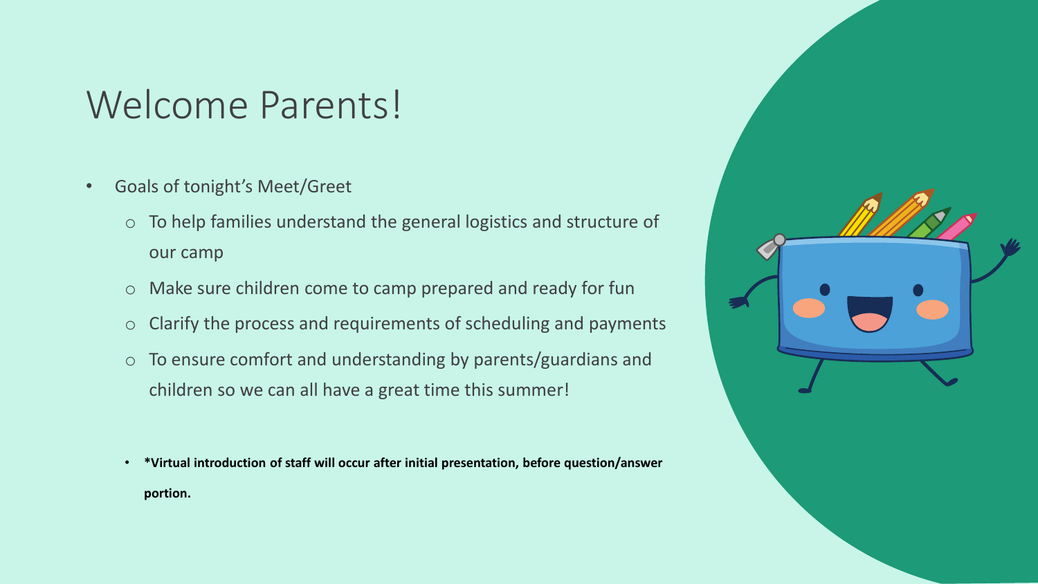# Welcome Parents!

- Goals of tonight's Meet/Greet
  - To help families understand the general logistics and structure of our camp
  - Make sure children come to camp prepared and ready for fun
  - Clarify the process and requirements of scheduling and payments
  - To ensure comfort and understanding by parents/guardians and children so we can all have a great time this summer!

- **\*Virtual introduction of staff will occur after initial presentation, before question/answer portion.**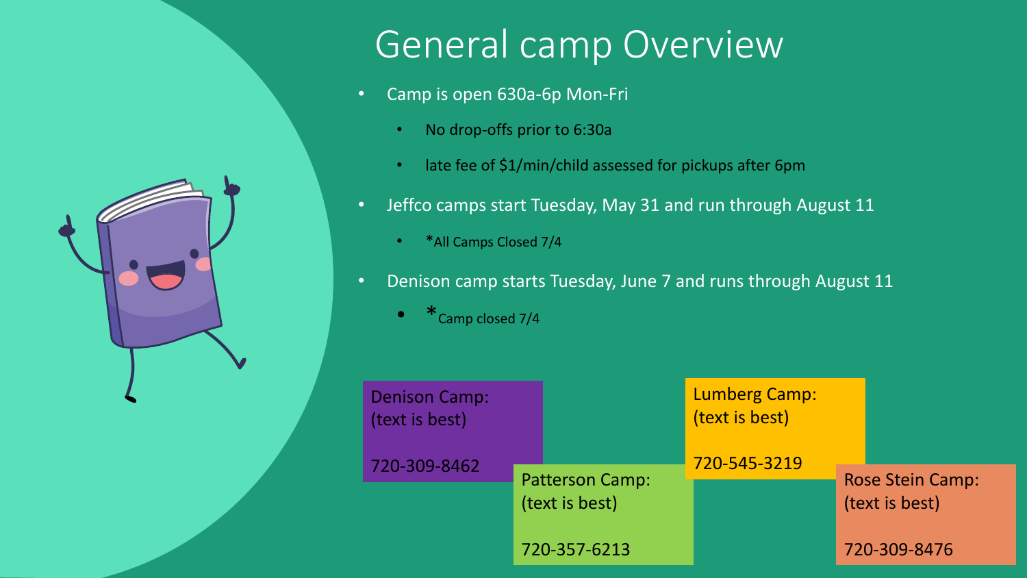# General camp Overview

- Camp is open 630a-6p Mon-Fri
  - No drop-offs prior to 6:30a
  - late fee of $1/min/child assessed for pickups after 6pm
- Jeffco camps start Tuesday, May 31 and run through August 11
  - *All Camps Closed 7/4
- Denison camp starts Tuesday, June 7 and runs through August 11
  - *Camp closed 7/4

Denison Camp:
(text is best)

720-309-8462

Patterson Camp:
(text is best)

720-357-6213

Lumberg Camp:
(text is best)

720-545-3219

Rose Stein Camp:
(text is best)

720-309-8476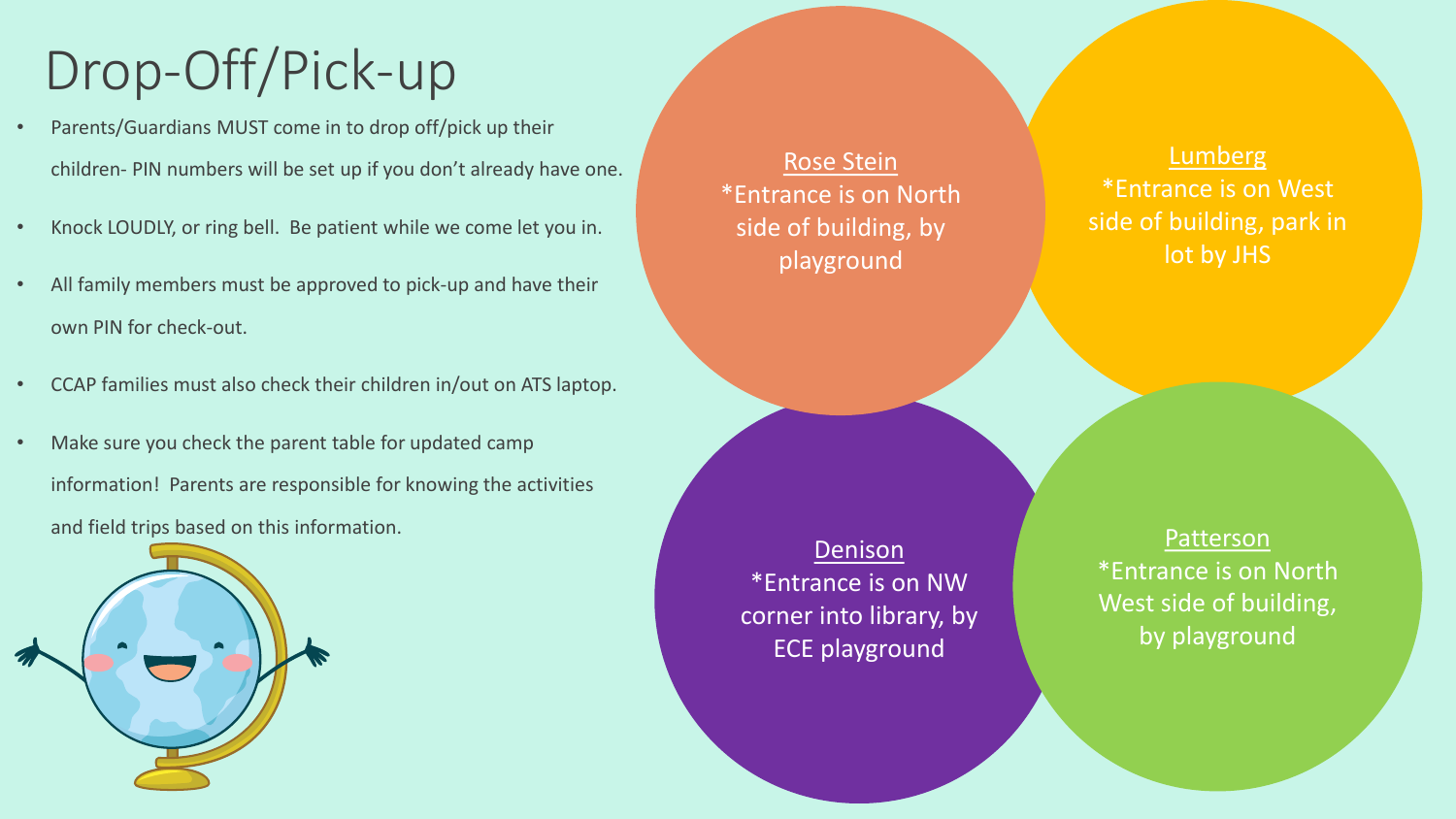# Drop-Off/Pick-up

- Parents/Guardians MUST come in to drop off/pick up their children- PIN numbers will be set up if you don't already have one.
- Knock LOUDLY, or ring bell. Be patient while we come let you in.
- All family members must be approved to pick-up and have their own PIN for check-out.
- CCAP families must also check their children in/out on ATS laptop.
- Make sure you check the parent table for updated camp information! Parents are responsible for knowing the activities and field trips based on this information.

<u>Rose Stein</u>
*Entrance is on North side of building, by playground

<u>Lumberg</u>
*Entrance is on West side of building, park in lot by JHS

<u>Denison</u>
*Entrance is on NW corner into library, by ECE playground

<u>Patterson</u>
*Entrance is on North West side of building, by playground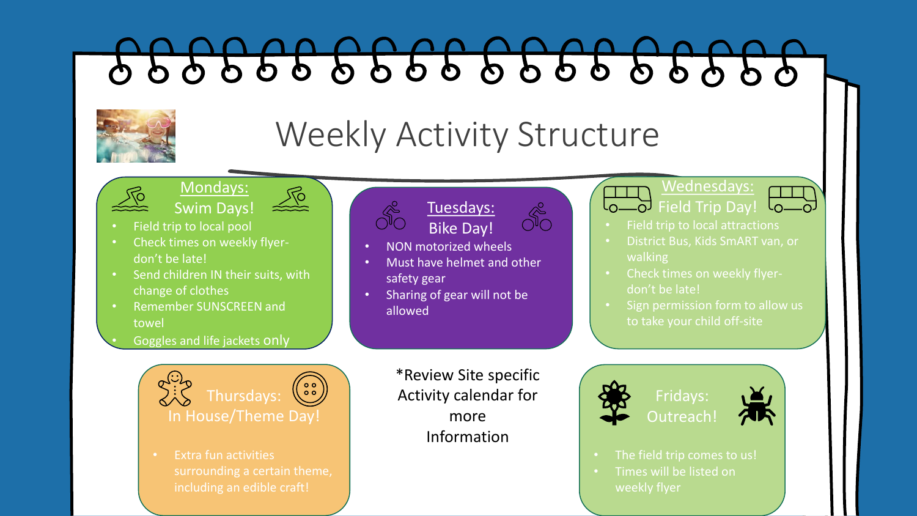# Weekly Activity Structure

## Mondays: Swim Days!

- Field trip to local pool
- Check times on weekly flyer- don't be late!
- Send children IN their suits, with change of clothes
- Remember SUNSCREEN and towel
- Goggles and life jackets only

## Tuesdays: Bike Day!

- NON motorized wheels
- Must have helmet and other safety gear
- Sharing of gear will not be allowed

## Wednesdays: Field Trip Day!

- Field trip to local attractions
- District Bus, Kids SmART van, or walking
- Check times on weekly flyer- don't be late!
- Sign permission form to allow us to take your child off-site

## Thursdays: In House/Theme Day!

- Extra fun activities surrounding a certain theme, including an edible craft!

*Review Site specific Activity calendar for more Information

## Fridays: Outreach!

- The field trip comes to us!
- Times will be listed on weekly flyer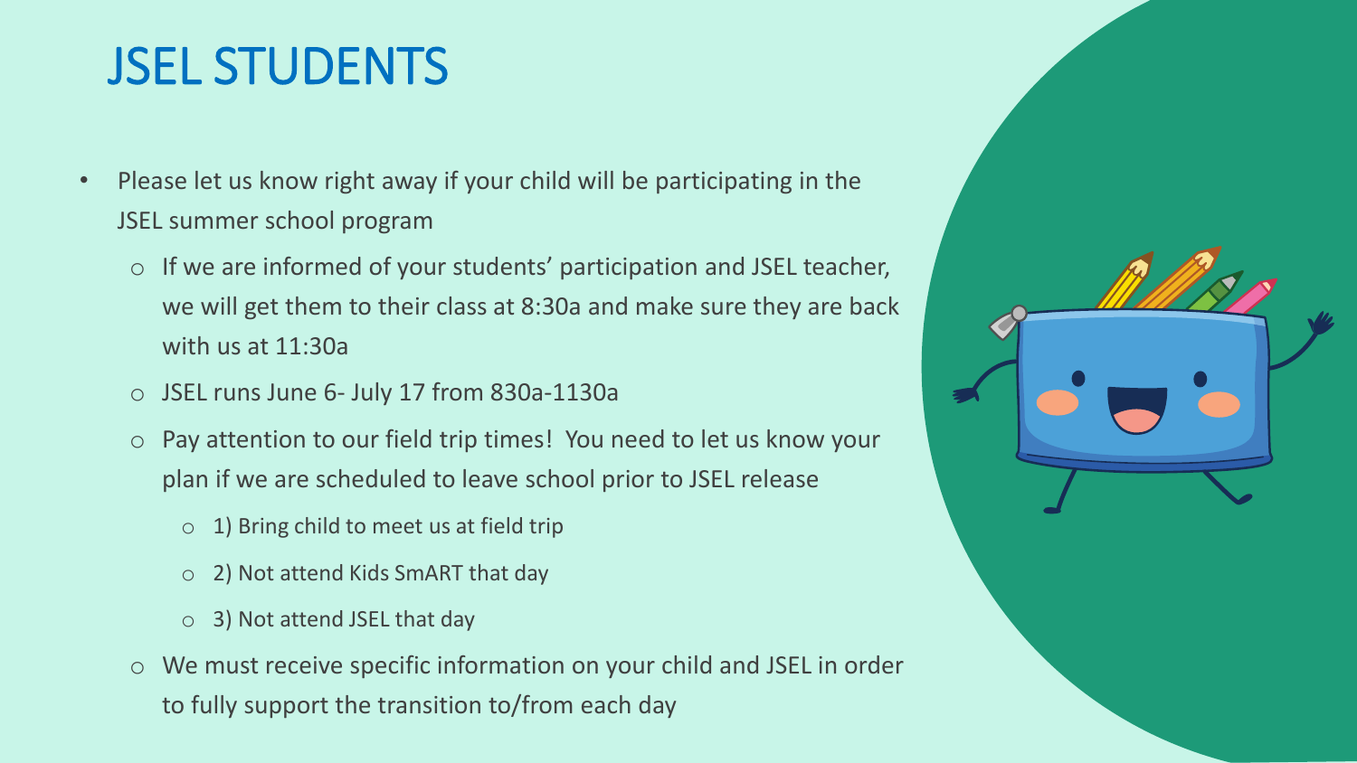# JSEL STUDENTS

- Please let us know right away if your child will be participating in the JSEL summer school program
  - If we are informed of your students' participation and JSEL teacher, we will get them to their class at 8:30a and make sure they are back with us at 11:30a
  - JSEL runs June 6- July 17 from 830a-1130a
  - Pay attention to our field trip times! You need to let us know your plan if we are scheduled to leave school prior to JSEL release
    - 1) Bring child to meet us at field trip
    - 2) Not attend Kids SmART that day
    - 3) Not attend JSEL that day
  - We must receive specific information on your child and JSEL in order to fully support the transition to/from each day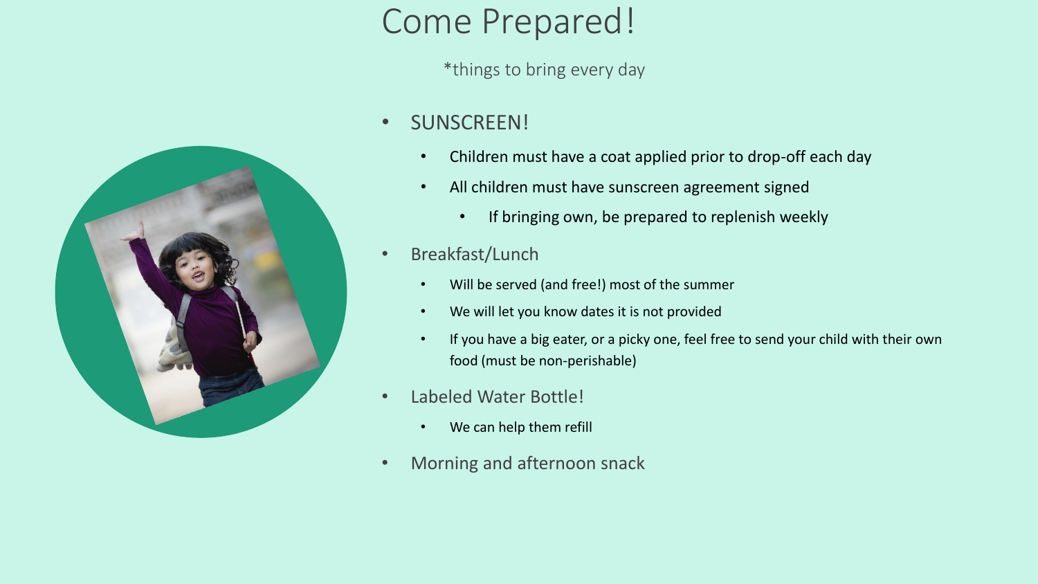# Come Prepared!

*things to bring every day

- SUNSCREEN!
  - Children must have a coat applied prior to drop-off each day
  - All children must have sunscreen agreement signed
    - If bringing own, be prepared to replenish weekly
- Breakfast/Lunch
  - Will be served (and free!) most of the summer
  - We will let you know dates it is not provided
  - If you have a big eater, or a picky one, feel free to send your child with their own food (must be non-perishable)
- Labeled Water Bottle!
  - We can help them refill
- Morning and afternoon snack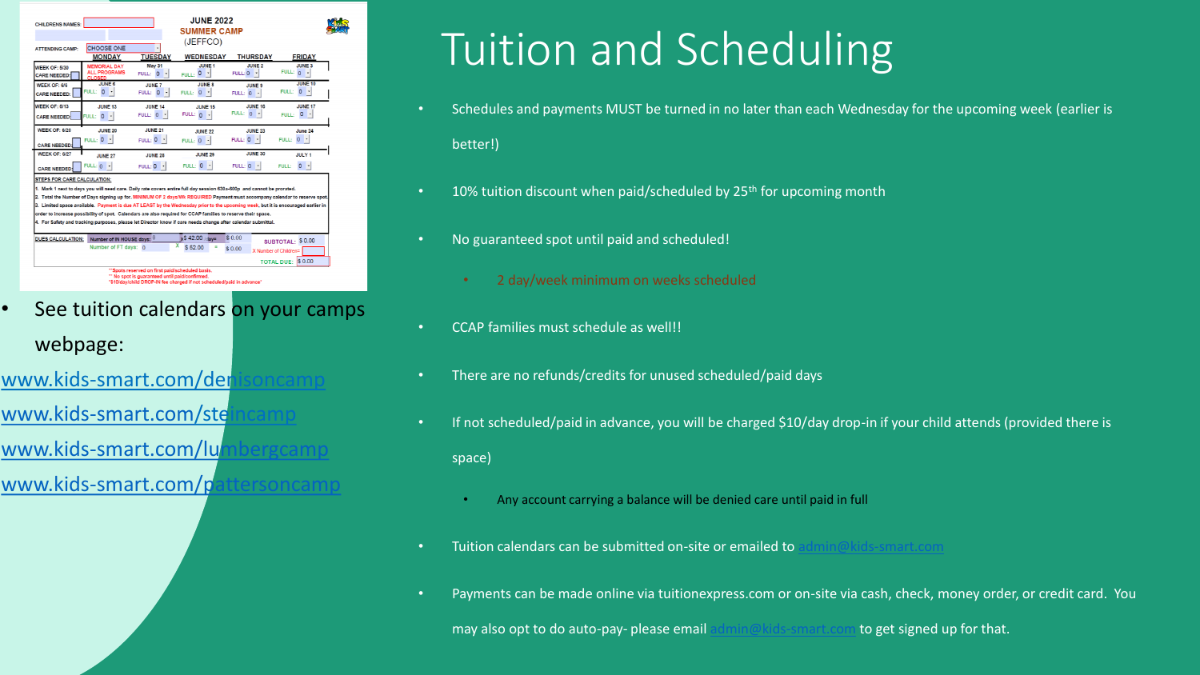# Tuition and Scheduling

- See tuition calendars on your camps webpage:

www.kids-smart.com/denisoncamp
www.kids-smart.com/steincamp
www.kids-smart.com/lumbergcamp
www.kids-smart.com/pattersoncamp

- Schedules and payments MUST be turned in no later than each Wednesday for the upcoming week (earlier is better!)
- 10% tuition discount when paid/scheduled by 25th for upcoming month
- No guaranteed spot until paid and scheduled!
  - 2 day/week minimum on weeks scheduled
- CCAP families must schedule as well!!
- There are no refunds/credits for unused scheduled/paid days
- If not scheduled/paid in advance, you will be charged $10/day drop-in if your child attends (provided there is space)
  - Any account carrying a balance will be denied care until paid in full
- Tuition calendars can be submitted on-site or emailed to admin@kids-smart.com
- Payments can be made online via tuitionexpress.com or on-site via cash, check, money order, or credit card. You may also opt to do auto-pay- please email admin@kids-smart.com to get signed up for that.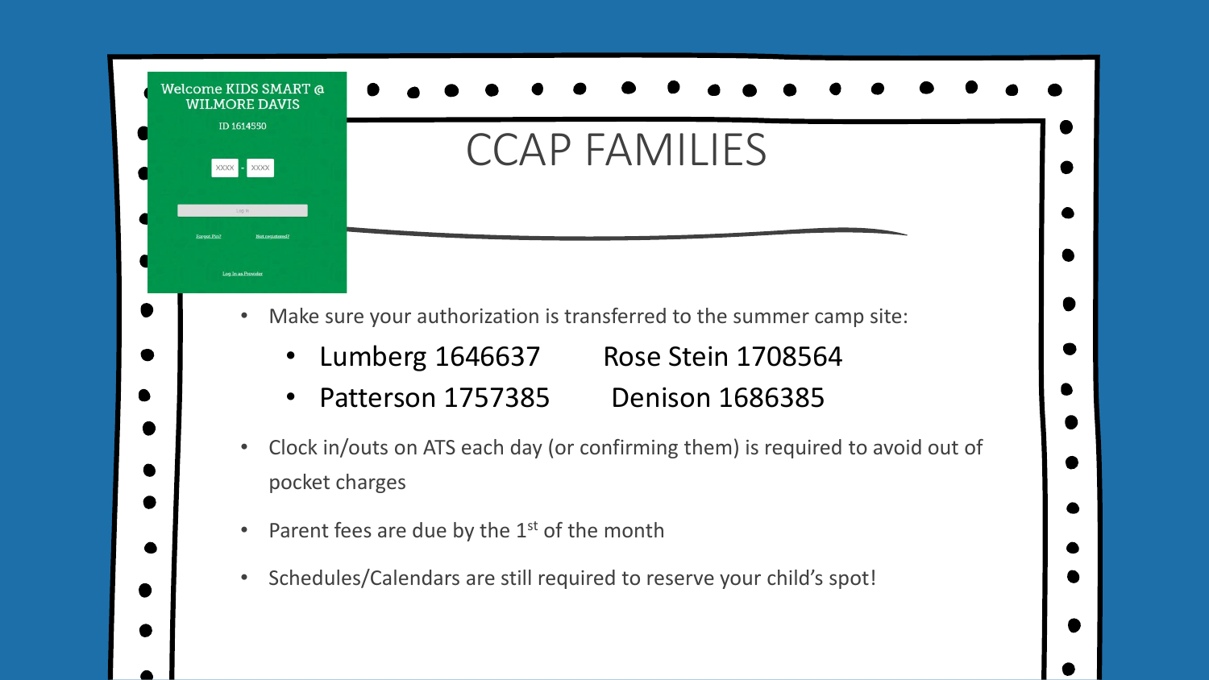Welcome KIDS SMART @ WILMORE DAVIS

ID 1614550

XXXX - XXXX

Log In

Forgot Pin? Not registered?

Log In as Provider

# CCAP FAMILIES

- Make sure your authorization is transferred to the summer camp site:
  - Lumberg 1646637 Rose Stein 1708564
  - Patterson 1757385 Denison 1686385
- Clock in/outs on ATS each day (or confirming them) is required to avoid out of pocket charges
- Parent fees are due by the 1st of the month
- Schedules/Calendars are still required to reserve your child's spot!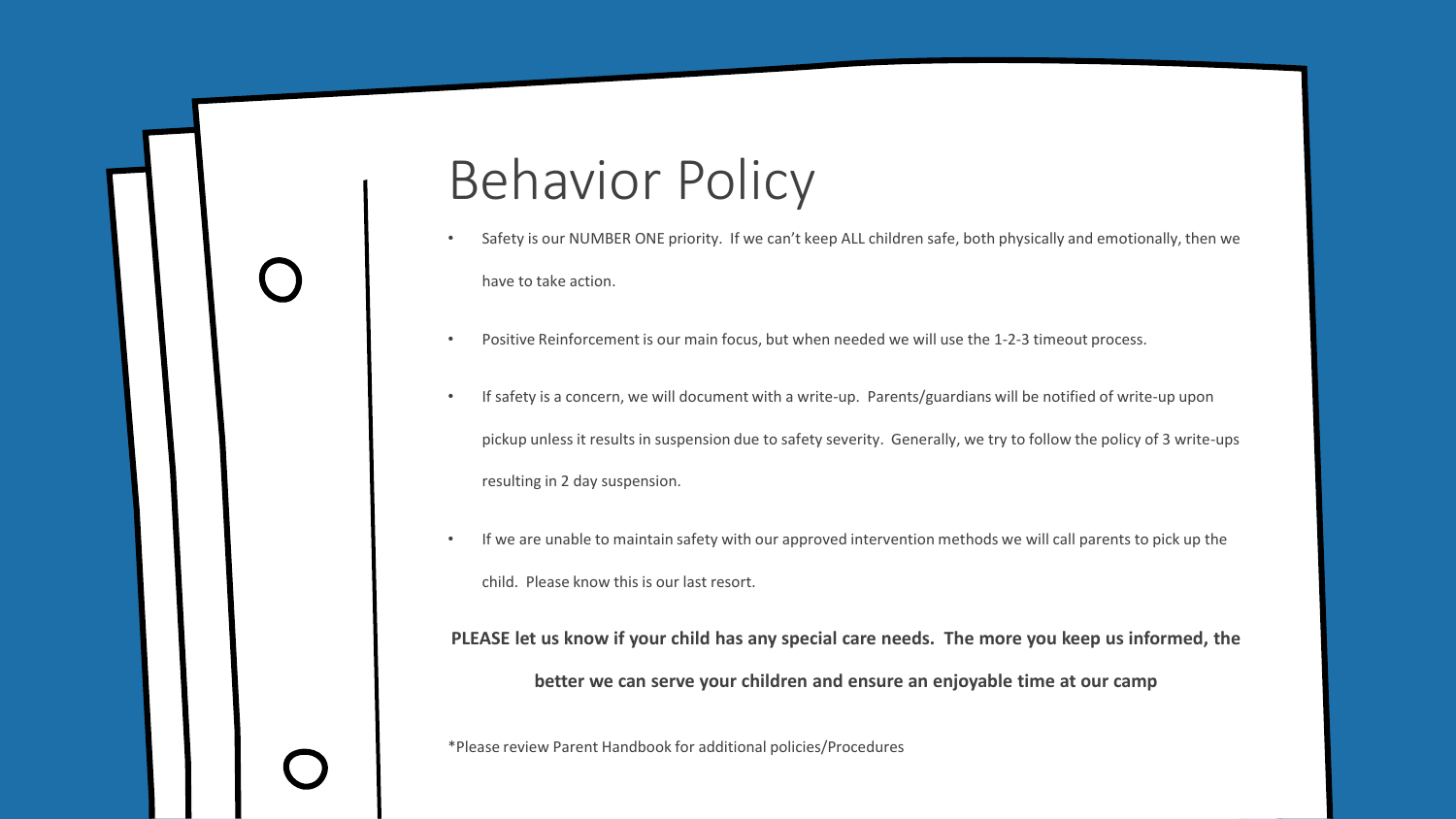# Behavior Policy

- Safety is our NUMBER ONE priority. If we can't keep ALL children safe, both physically and emotionally, then we have to take action.
- Positive Reinforcement is our main focus, but when needed we will use the 1-2-3 timeout process.
- If safety is a concern, we will document with a write-up. Parents/guardians will be notified of write-up upon pickup unless it results in suspension due to safety severity. Generally, we try to follow the policy of 3 write-ups resulting in 2 day suspension.
- If we are unable to maintain safety with our approved intervention methods we will call parents to pick up the child. Please know this is our last resort.

**PLEASE let us know if your child has any special care needs. The more you keep us informed, the better we can serve your children and ensure an enjoyable time at our camp**

*Please review Parent Handbook for additional policies/Procedures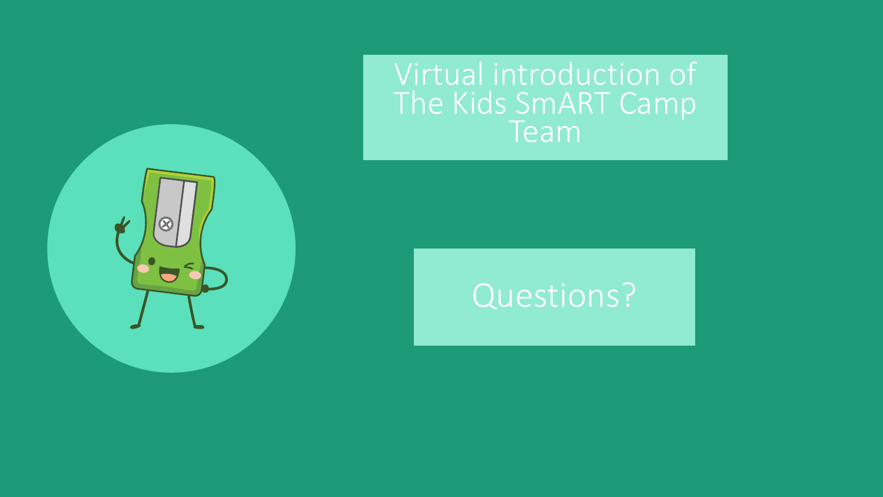# Virtual introduction of The Kids SmART Camp Team

## Questions?